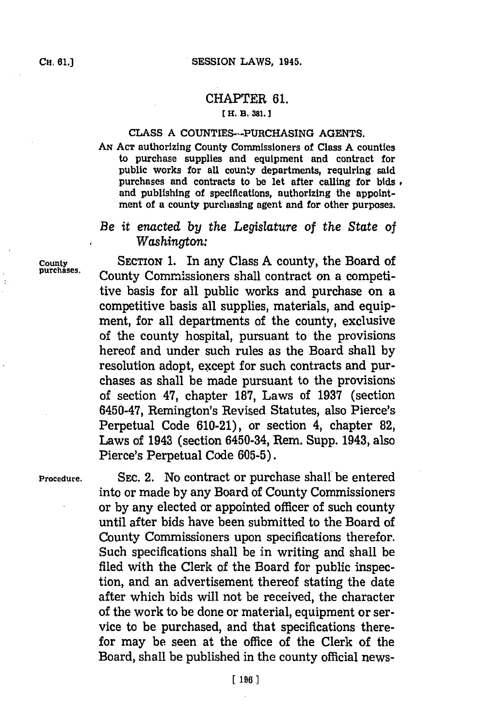# CHAPTER 61.

[H. B. 381.]

## CLASS A COUNTIES—PURCHASING AGENTS.

AN ACT authorizing County Commissioners of Class A counties to purchase supplies and equipment and contract for public works for all county departments, requiring said purchases and contracts to be let after calling for bids, and publishing of specifications, authorizing the appointment of a county purchasing agent and for other purposes.

*Be it enacted by the Legislature of the State of Washington:*

County purchases.

SECTION 1. In any Class A county, the Board of County Commissioners shall contract on a competitive basis for all public works and purchase on a competitive basis all supplies, materials, and equipment, for all departments of the county, exclusive of the county hospital, pursuant to the provisions hereof and under such rules as the Board shall by resolution adopt, except for such contracts and purchases as shall be made pursuant to the provisions of section 47, chapter 187, Laws of 1937 (section 6450-47, Remington's Revised Statutes, also Pierce's Perpetual Code 610-21), or section 4, chapter 82, Laws of 1943 (section 6450-34, Rem. Supp. 1943, also Pierce's Perpetual Code 605-5).

Procedure.

SEC. 2. No contract or purchase shall be entered into or made by any Board of County Commissioners or by any elected or appointed officer of such county until after bids have been submitted to the Board of County Commissioners upon specifications therefor. Such specifications shall be in writing and shall be filed with the Clerk of the Board for public inspection, and an advertisement thereof stating the date after which bids will not be received, the character of the work to be done or material, equipment or service to be purchased, and that specifications therefor may be seen at the office of the Clerk of the Board, shall be published in the county official news-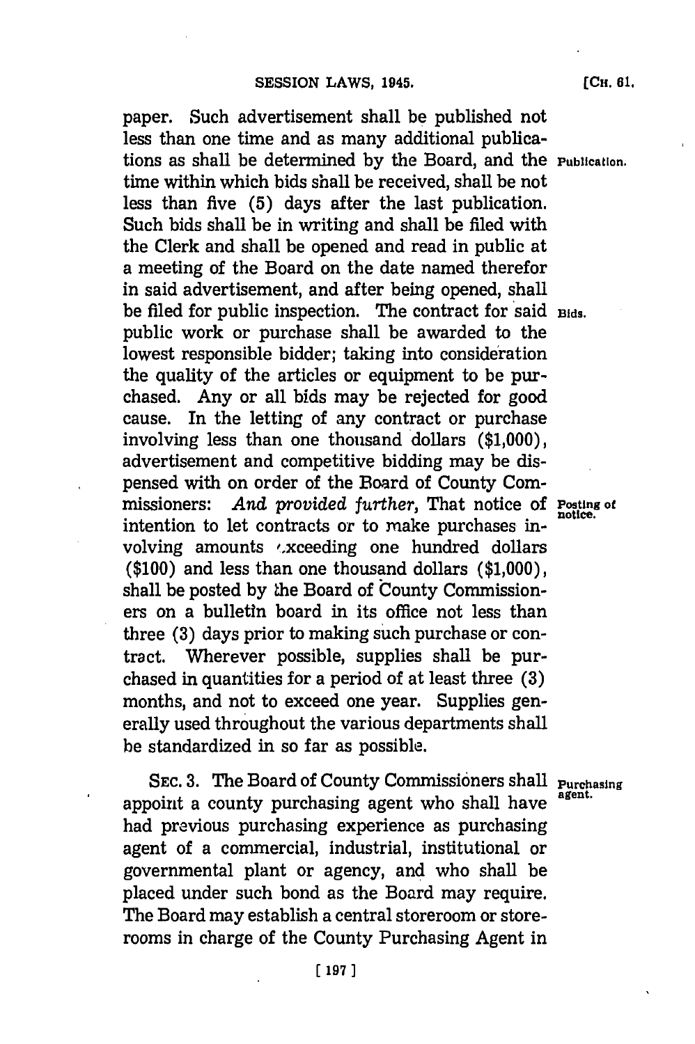paper. Such advertisement shall be published not less than one time and as many additional publications as shall be determined by the Board, and the time within which bids shall be received, shall be not less than five (5) days after the last publication. Such bids shall be in writing and shall be filed with the Clerk and shall be opened and read in public at a meeting of the Board on the date named therefor in said advertisement, and after being opened, shall be filed for public inspection. The contract for said public work or purchase shall be awarded to the lowest responsible bidder; taking into consideration the quality of the articles or equipment to be purchased. Any or all bids may be rejected for good cause. In the letting of any contract or purchase involving less than one thousand dollars ($1,000), advertisement and competitive bidding may be dispensed with on order of the Board of County Commissioners: *And provided further,* That notice of intention to let contracts or to make purchases involving amounts exceeding one hundred dollars ($100) and less than one thousand dollars ($1,000), shall be posted by the Board of County Commissioners on a bulletin board in its office not less than three (3) days prior to making such purchase or contract. Wherever possible, supplies shall be purchased in quantities for a period of at least three (3) months, and not to exceed one year. Supplies generally used throughout the various departments shall be standardized in so far as possible.

Publication.

Bids.

Posting of notice.

SEC. 3. The Board of County Commissioners shall appoint a county purchasing agent who shall have had previous purchasing experience as purchasing agent of a commercial, industrial, institutional or governmental plant or agency, and who shall be placed under such bond as the Board may require. The Board may establish a central storeroom or storerooms in charge of the County Purchasing Agent in

Purchasing agent.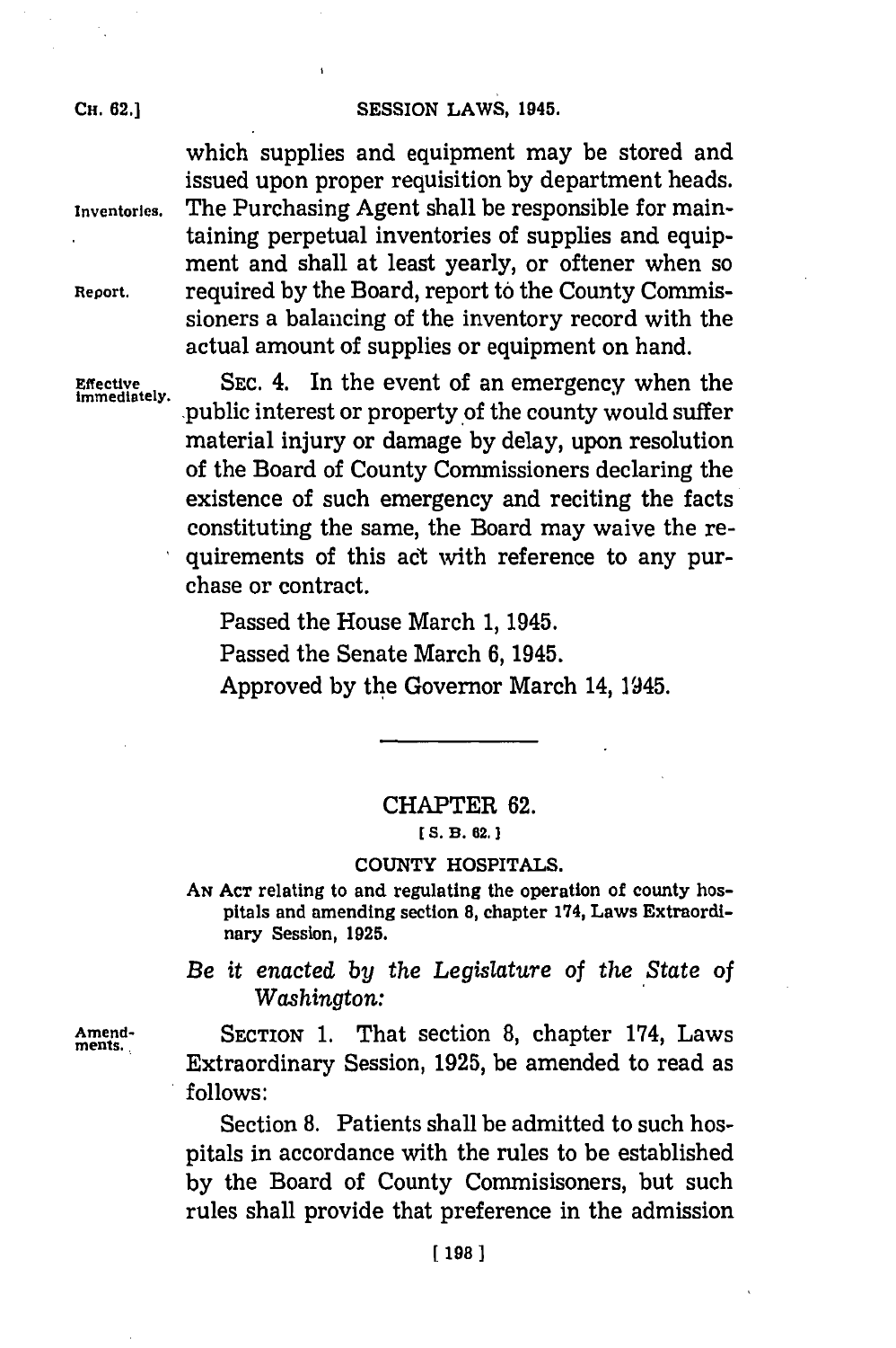which supplies and equipment may be stored and issued upon proper requisition by department heads. The Purchasing Agent shall be responsible for maintaining perpetual inventories of supplies and equipment and shall at least yearly, or oftener when so required by the Board, report to the County Commissioners a balancing of the inventory record with the actual amount of supplies or equipment on hand.

Inventories.

Report.

Effective immediately.

SEC. 4. In the event of an emergency when the public interest or property of the county would suffer material injury or damage by delay, upon resolution of the Board of County Commissioners declaring the existence of such emergency and reciting the facts constituting the same, the Board may waive the requirements of this act with reference to any purchase or contract.

Passed the House March 1, 1945.

Passed the Senate March 6, 1945.

Approved by the Governor March 14, 1945.

## CHAPTER 62.

[S. B. 62.]

### COUNTY HOSPITALS.

AN ACT relating to and regulating the operation of county hospitals and amending section 8, chapter 174, Laws Extraordinary Session, 1925.

*Be it enacted by the Legislature of the State of Washington:*

Amendments.

SECTION 1. That section 8, chapter 174, Laws Extraordinary Session, 1925, be amended to read as follows:

Section 8. Patients shall be admitted to such hospitals in accordance with the rules to be established by the Board of County Commisisoners, but such rules shall provide that preference in the admission